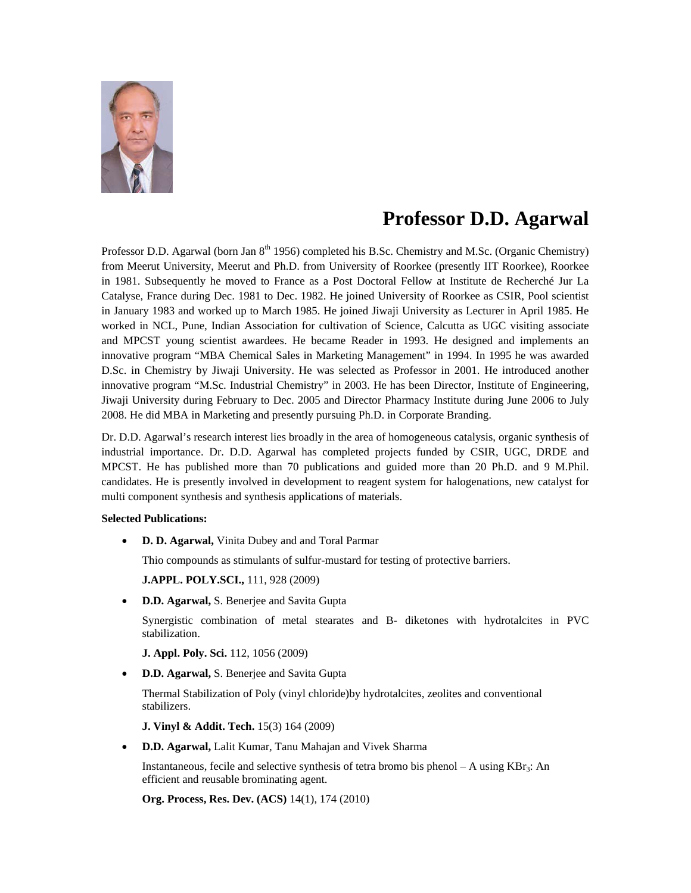# Professor D.D. Agarwal

Professor D.D. Agarwal (born Jan 8th 1956) completed his B.Sc. Chemistry and M.Sc. (Organic Chemistry) from Meerut University, Meerut and Ph.D. from University of Roorkee (presently IIT Roorkee), Roorkee in 1981. Subsequently he moved to France as a Post Doctoral Fellow at Institute de Recherché Jur La Catalyse, France during Dec. 1981 to Dec. 1982. He joined University of Roorkee as CSIR, Pool scientist in January 1983 and worked up to March 1985. He joined Jiwaji University as Lecturer in April 1985. He worked in NCL, Pune, Indian Association for cultivation of Science, Calcutta as UGC visiting associate and MPCST young scientist awardees. He became Reader in 1993. He designed and implements an innovative program "MBA Chemical Sales in Marketing Management" in 1994. In 1995 he was awarded D.Sc. in Chemistry by Jiwaji University. He was selected as Professor in 2001. He introduced another innovative program "M.Sc. Industrial Chemistry" in 2003. He has been Director, Institute of Engineering, Jiwaji University during February to Dec. 2005 and Director Pharmacy Institute during June 2006 to July 2008. He did MBA in Marketing and presently pursuing Ph.D. in Corporate Branding.

Dr. D.D. Agarwal's research interest lies broadly in the area of homogeneous catalysis, organic synthesis of industrial importance. Dr. D.D. Agarwal has completed projects funded by CSIR, UGC, DRDE and MPCST. He has published more than 70 publications and guided more than 20 Ph.D. and 9 M.Phil. candidates. He is presently involved in development to reagent system for halogenations, new catalyst for multi component synthesis and synthesis applications of materials.

**Selected Publications:**

- **D. D. Agarwal,** Vinita Dubey and and Toral Parmar

  Thio compounds as stimulants of sulfur-mustard for testing of protective barriers.

  **J.APPL. POLY.SCI.,** 111, 928 (2009)

- **D.D. Agarwal,** S. Benerjee and Savita Gupta

  Synergistic combination of metal stearates and B- diketones with hydrotalcites in PVC stabilization.

  **J. Appl. Poly. Sci.** 112, 1056 (2009)

- **D.D. Agarwal,** S. Benerjee and Savita Gupta

  Thermal Stabilization of Poly (vinyl chloride)by hydrotalcites, zeolites and conventional stabilizers.

  **J. Vinyl & Addit. Tech.** 15(3) 164 (2009)

- **D.D. Agarwal,** Lalit Kumar, Tanu Mahajan and Vivek Sharma

  Instantaneous, fecile and selective synthesis of tetra bromo bis phenol – A using $KBr_3$: An efficient and reusable brominating agent.

  **Org. Process, Res. Dev. (ACS)** 14(1), 174 (2010)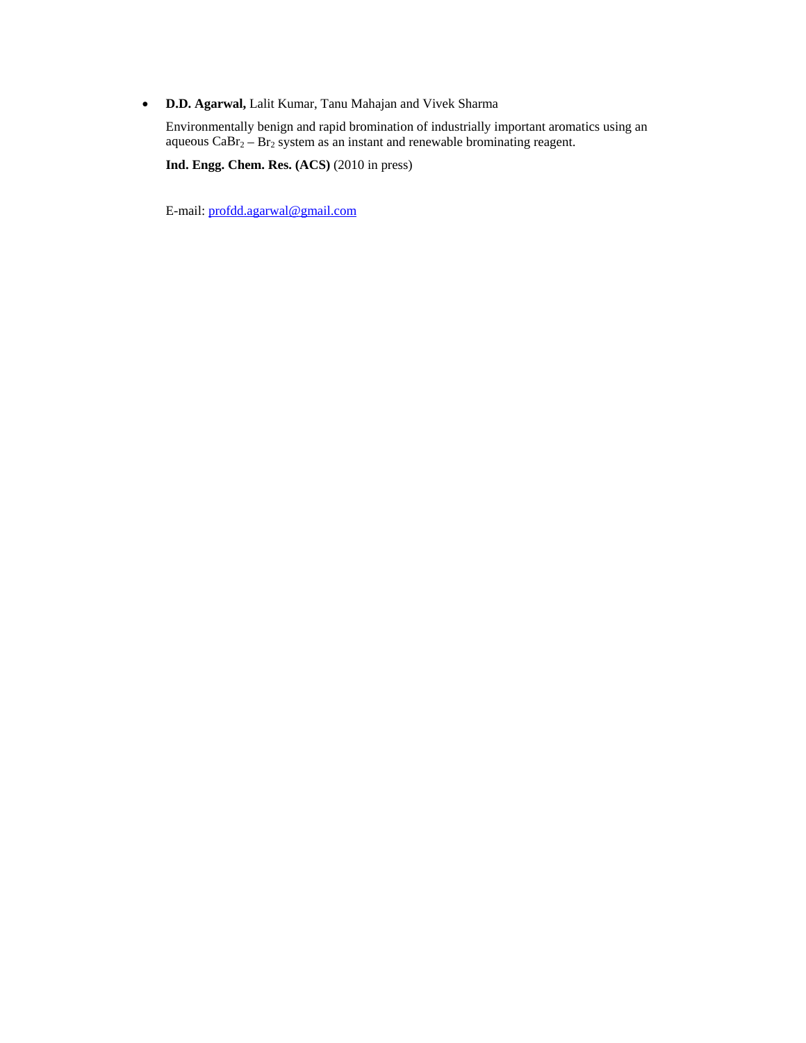- **D.D. Agarwal,** Lalit Kumar, Tanu Mahajan and Vivek Sharma

  Environmentally benign and rapid bromination of industrially important aromatics using an aqueous $CaBr_2$ – $Br_2$ system as an instant and renewable brominating reagent.

  **Ind. Engg. Chem. Res. (ACS)** (2010 in press)

  E-mail: profdd.agarwal@gmail.com